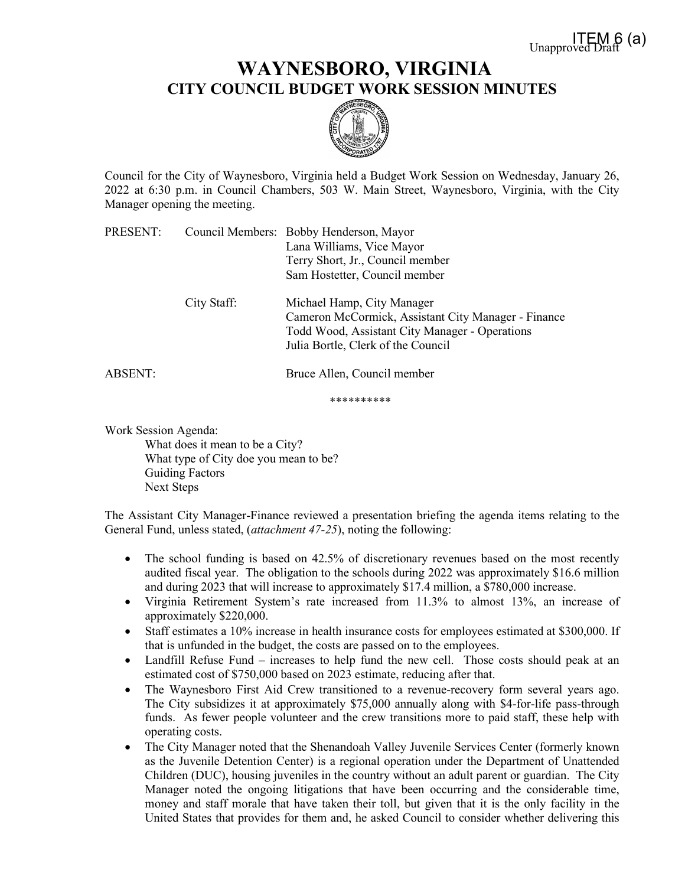ITEM 6 (a)

Unapproved Draft

# WAYNESBORO, VIRGINIA
## CITY COUNCIL BUDGET WORK SESSION MINUTES

Council for the City of Waynesboro, Virginia held a Budget Work Session on Wednesday, January 26, 2022 at 6:30 p.m. in Council Chambers, 503 W. Main Street, Waynesboro, Virginia, with the City Manager opening the meeting.

PRESENT: Council Members: Bobby Henderson, Mayor
Lana Williams, Vice Mayor
Terry Short, Jr., Council member
Sam Hostetter, Council member

City Staff: Michael Hamp, City Manager
Cameron McCormick, Assistant City Manager - Finance
Todd Wood, Assistant City Manager - Operations
Julia Bortle, Clerk of the Council

ABSENT: Bruce Allen, Council member

**********

Work Session Agenda:

What does it mean to be a City?
What type of City doe you mean to be?
Guiding Factors
Next Steps

The Assistant City Manager-Finance reviewed a presentation briefing the agenda items relating to the General Fund, unless stated, (*attachment 47-25*), noting the following:

- The school funding is based on 42.5% of discretionary revenues based on the most recently audited fiscal year. The obligation to the schools during 2022 was approximately $16.6 million and during 2023 that will increase to approximately $17.4 million, a $780,000 increase.
- Virginia Retirement System's rate increased from 11.3% to almost 13%, an increase of approximately $220,000.
- Staff estimates a 10% increase in health insurance costs for employees estimated at $300,000. If that is unfunded in the budget, the costs are passed on to the employees.
- Landfill Refuse Fund – increases to help fund the new cell. Those costs should peak at an estimated cost of $750,000 based on 2023 estimate, reducing after that.
- The Waynesboro First Aid Crew transitioned to a revenue-recovery form several years ago. The City subsidizes it at approximately $75,000 annually along with $4-for-life pass-through funds. As fewer people volunteer and the crew transitions more to paid staff, these help with operating costs.
- The City Manager noted that the Shenandoah Valley Juvenile Services Center (formerly known as the Juvenile Detention Center) is a regional operation under the Department of Unattended Children (DUC), housing juveniles in the country without an adult parent or guardian. The City Manager noted the ongoing litigations that have been occurring and the considerable time, money and staff morale that have taken their toll, but given that it is the only facility in the United States that provides for them and, he asked Council to consider whether delivering this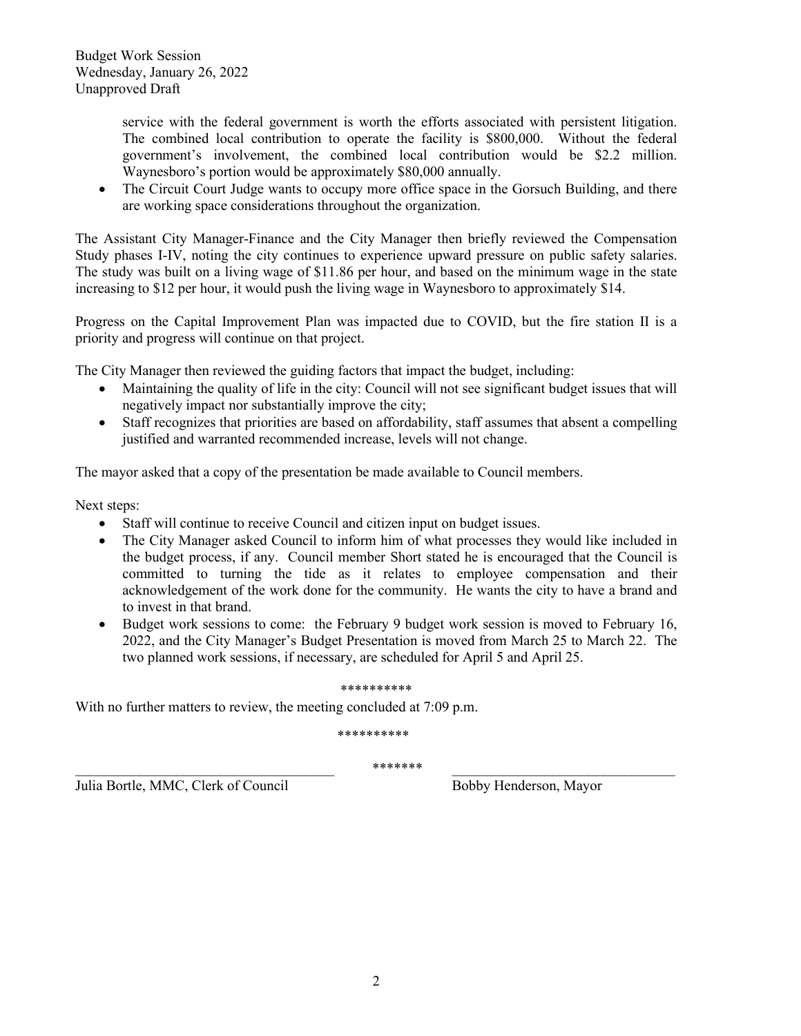service with the federal government is worth the efforts associated with persistent litigation. The combined local contribution to operate the facility is $800,000. Without the federal government's involvement, the combined local contribution would be $2.2 million. Waynesboro's portion would be approximately $80,000 annually.

- The Circuit Court Judge wants to occupy more office space in the Gorsuch Building, and there are working space considerations throughout the organization.

The Assistant City Manager-Finance and the City Manager then briefly reviewed the Compensation Study phases I-IV, noting the city continues to experience upward pressure on public safety salaries. The study was built on a living wage of $11.86 per hour, and based on the minimum wage in the state increasing to $12 per hour, it would push the living wage in Waynesboro to approximately $14.

Progress on the Capital Improvement Plan was impacted due to COVID, but the fire station II is a priority and progress will continue on that project.

The City Manager then reviewed the guiding factors that impact the budget, including:

- Maintaining the quality of life in the city: Council will not see significant budget issues that will negatively impact nor substantially improve the city;
- Staff recognizes that priorities are based on affordability, staff assumes that absent a compelling justified and warranted recommended increase, levels will not change.

The mayor asked that a copy of the presentation be made available to Council members.

Next steps:

- Staff will continue to receive Council and citizen input on budget issues.
- The City Manager asked Council to inform him of what processes they would like included in the budget process, if any. Council member Short stated he is encouraged that the Council is committed to turning the tide as it relates to employee compensation and their acknowledgement of the work done for the community. He wants the city to have a brand and to invest in that brand.
- Budget work sessions to come: the February 9 budget work session is moved to February 16, 2022, and the City Manager's Budget Presentation is moved from March 25 to March 22. The two planned work sessions, if necessary, are scheduled for April 5 and April 25.

\*\*\*\*\*\*\*\*\*\*

With no further matters to review, the meeting concluded at 7:09 p.m.

\*\*\*\*\*\*\*\*\*\*

\*\*\*\*\*\*\*

Julia Bortle, MMC, Clerk of Council

Bobby Henderson, Mayor